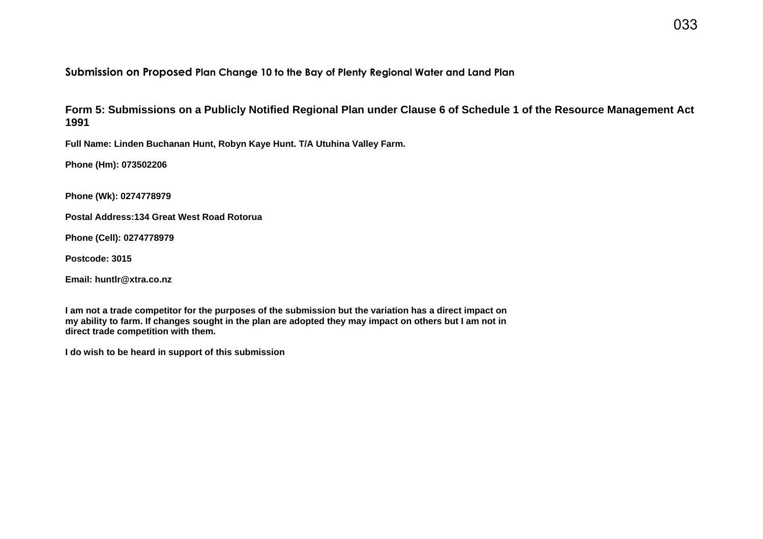## Submission on Proposed Plan Change 10 to the Bay of Plenty Regional Water and Land Plan

## Form 5: Submissions on a Publicly Notified Regional Plan under Clause 6 of Schedule 1 of the Resource Management Act 1991

**Full Name: Linden Buchanan Hunt, Robyn Kaye Hunt. T/A Utuhina Valley Farm.**

**Phone (Hm): 073502206**

**Phone (Wk): 0274778979**

**Postal Address:134 Great West Road Rotorua**

**Phone (Cell): 0274778979**

**Postcode: 3015**

**Email: huntlr@xtra.co.nz**

**I am not a trade competitor for the purposes of the submission but the variation has a direct impact on my ability to farm. If changes sought in the plan are adopted they may impact on others but I am not in direct trade competition with them.**

**I do wish to be heard in support of this submission**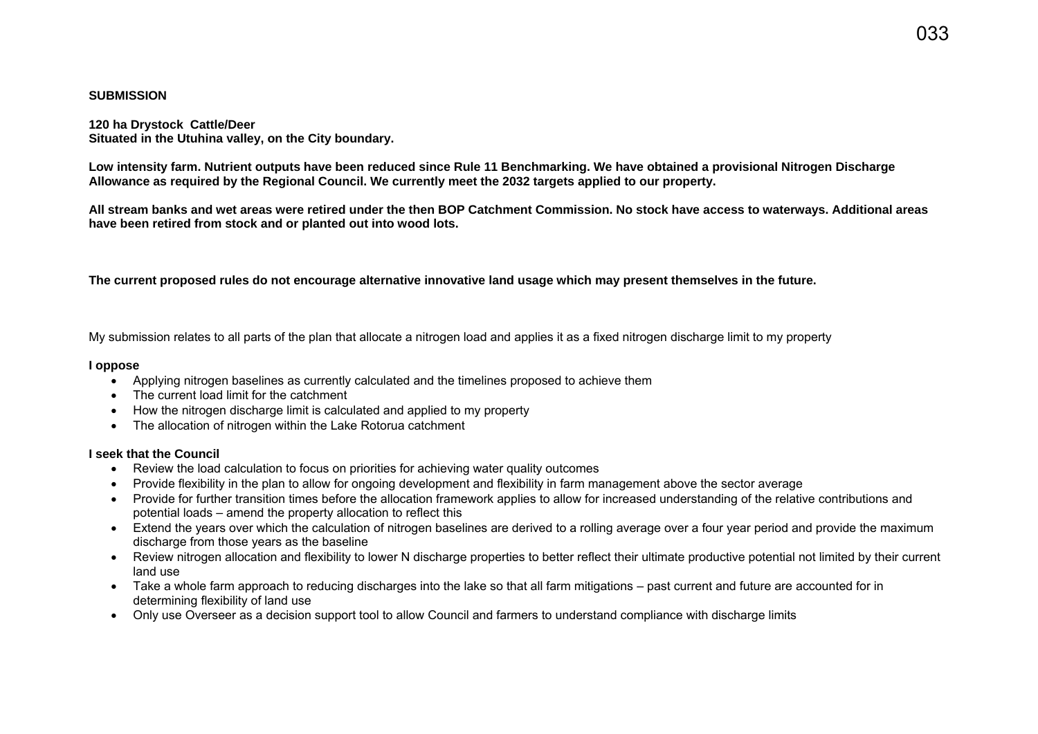**SUBMISSION**

**120 ha Drystock Cattle/Deer**
**Situated in the Utuhina valley, on the City boundary.**

**Low intensity farm. Nutrient outputs have been reduced since Rule 11 Benchmarking. We have obtained a provisional Nitrogen Discharge Allowance as required by the Regional Council. We currently meet the 2032 targets applied to our property.**

**All stream banks and wet areas were retired under the then BOP Catchment Commission. No stock have access to waterways. Additional areas have been retired from stock and or planted out into wood lots.**

**The current proposed rules do not encourage alternative innovative land usage which may present themselves in the future.**

My submission relates to all parts of the plan that allocate a nitrogen load and applies it as a fixed nitrogen discharge limit to my property

**I oppose**

- Applying nitrogen baselines as currently calculated and the timelines proposed to achieve them
- The current load limit for the catchment
- How the nitrogen discharge limit is calculated and applied to my property
- The allocation of nitrogen within the Lake Rotorua catchment

**I seek that the Council**

- Review the load calculation to focus on priorities for achieving water quality outcomes
- Provide flexibility in the plan to allow for ongoing development and flexibility in farm management above the sector average
- Provide for further transition times before the allocation framework applies to allow for increased understanding of the relative contributions and potential loads – amend the property allocation to reflect this
- Extend the years over which the calculation of nitrogen baselines are derived to a rolling average over a four year period and provide the maximum discharge from those years as the baseline
- Review nitrogen allocation and flexibility to lower N discharge properties to better reflect their ultimate productive potential not limited by their current land use
- Take a whole farm approach to reducing discharges into the lake so that all farm mitigations – past current and future are accounted for in determining flexibility of land use
- Only use Overseer as a decision support tool to allow Council and farmers to understand compliance with discharge limits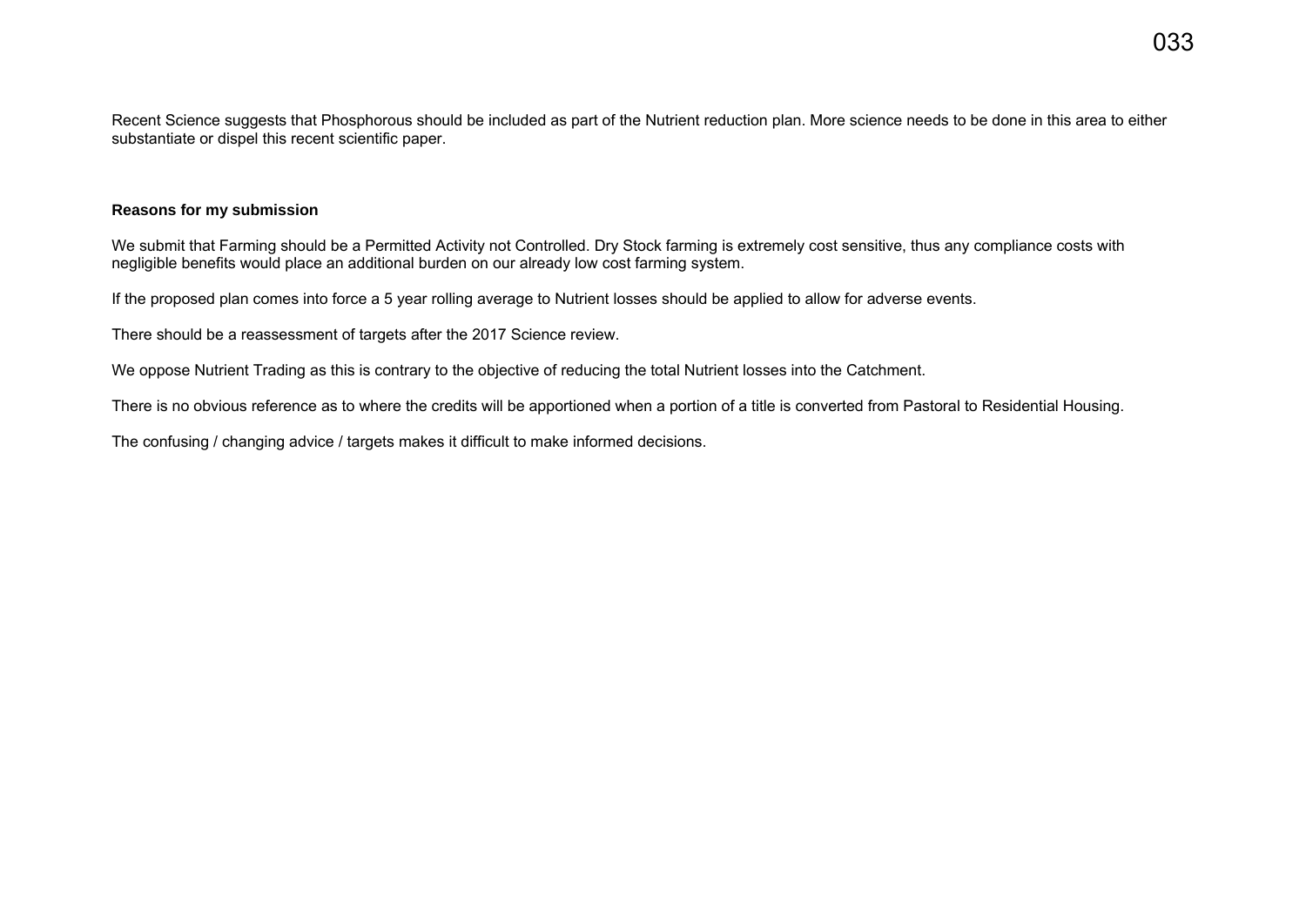Recent Science suggests that Phosphorous should be included as part of the Nutrient reduction plan. More science needs to be done in this area to either substantiate or dispel this recent scientific paper.

**Reasons for my submission**

We submit that Farming should be a Permitted Activity not Controlled. Dry Stock farming is extremely cost sensitive, thus any compliance costs with negligible benefits would place an additional burden on our already low cost farming system.

If the proposed plan comes into force a 5 year rolling average to Nutrient losses should be applied to allow for adverse events.

There should be a reassessment of targets after the 2017 Science review.

We oppose Nutrient Trading as this is contrary to the objective of reducing the total Nutrient losses into the Catchment.

There is no obvious reference as to where the credits will be apportioned when a portion of a title is converted from Pastoral to Residential Housing.

The confusing / changing advice / targets makes it difficult to make informed decisions.